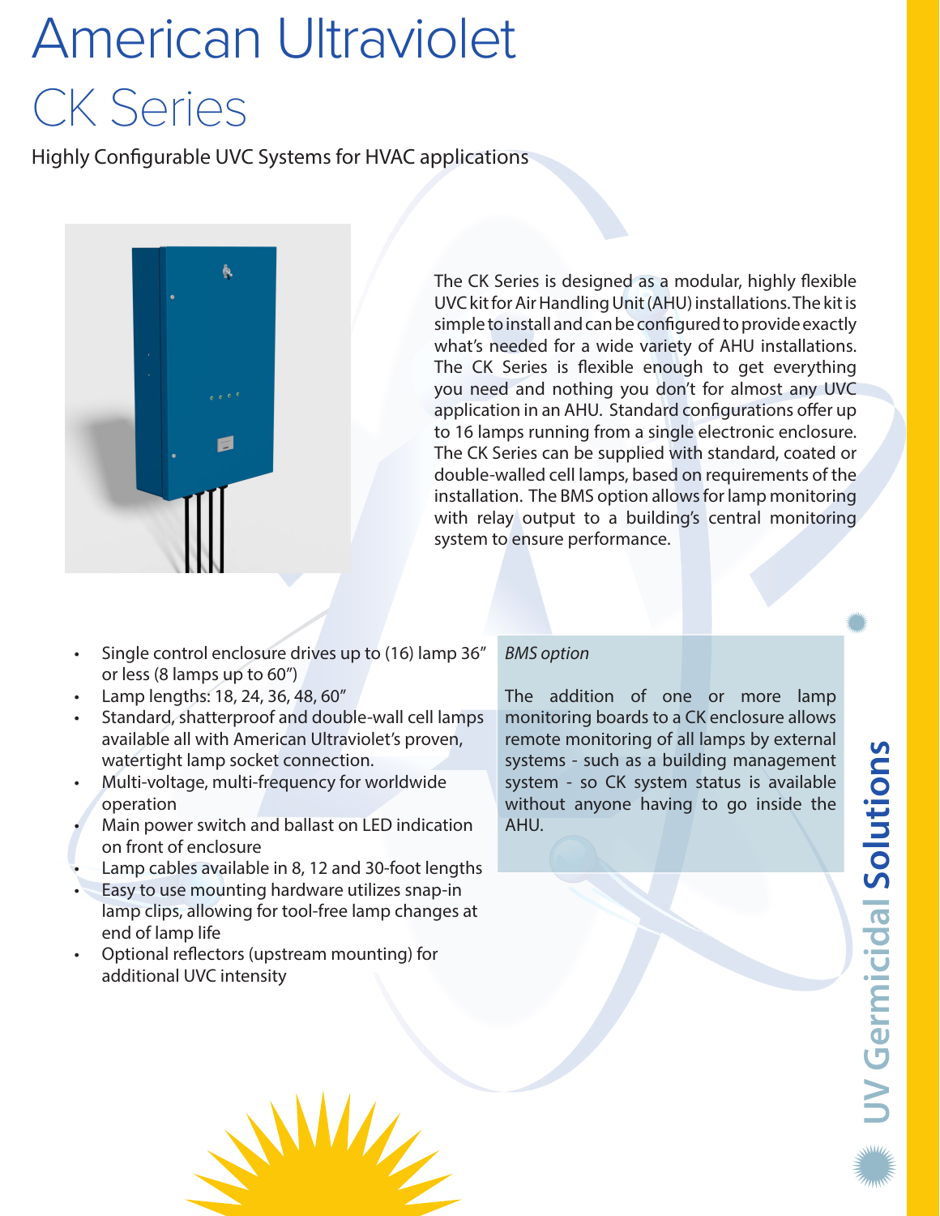# American Ultraviolet

## CK Series

Highly Configurable UVC Systems for HVAC applications

The CK Series is designed as a modular, highly flexible UVC kit for Air Handling Unit (AHU) installations. The kit is simple to install and can be configured to provide exactly what's needed for a wide variety of AHU installations. The CK Series is flexible enough to get everything you need and nothing you don't for almost any UVC application in an AHU. Standard configurations offer up to 16 lamps running from a single electronic enclosure. The CK Series can be supplied with standard, coated or double-walled cell lamps, based on requirements of the installation. The BMS option allows for lamp monitoring with relay output to a building's central monitoring system to ensure performance.

- Single control enclosure drives up to (16) lamp 36" or less (8 lamps up to 60")
- Lamp lengths: 18, 24, 36, 48, 60"
- Standard, shatterproof and double-wall cell lamps available all with American Ultraviolet's proven, watertight lamp socket connection.
- Multi-voltage, multi-frequency for worldwide operation
- Main power switch and ballast on LED indication on front of enclosure
- Lamp cables available in 8, 12 and 30-foot lengths
- Easy to use mounting hardware utilizes snap-in lamp clips, allowing for tool-free lamp changes at end of lamp life
- Optional reflectors (upstream mounting) for additional UVC intensity

*BMS option*

The addition of one or more lamp monitoring boards to a CK enclosure allows remote monitoring of all lamps by external systems - such as a building management system - so CK system status is available without anyone having to go inside the AHU.

UV Germicidal **Solutions**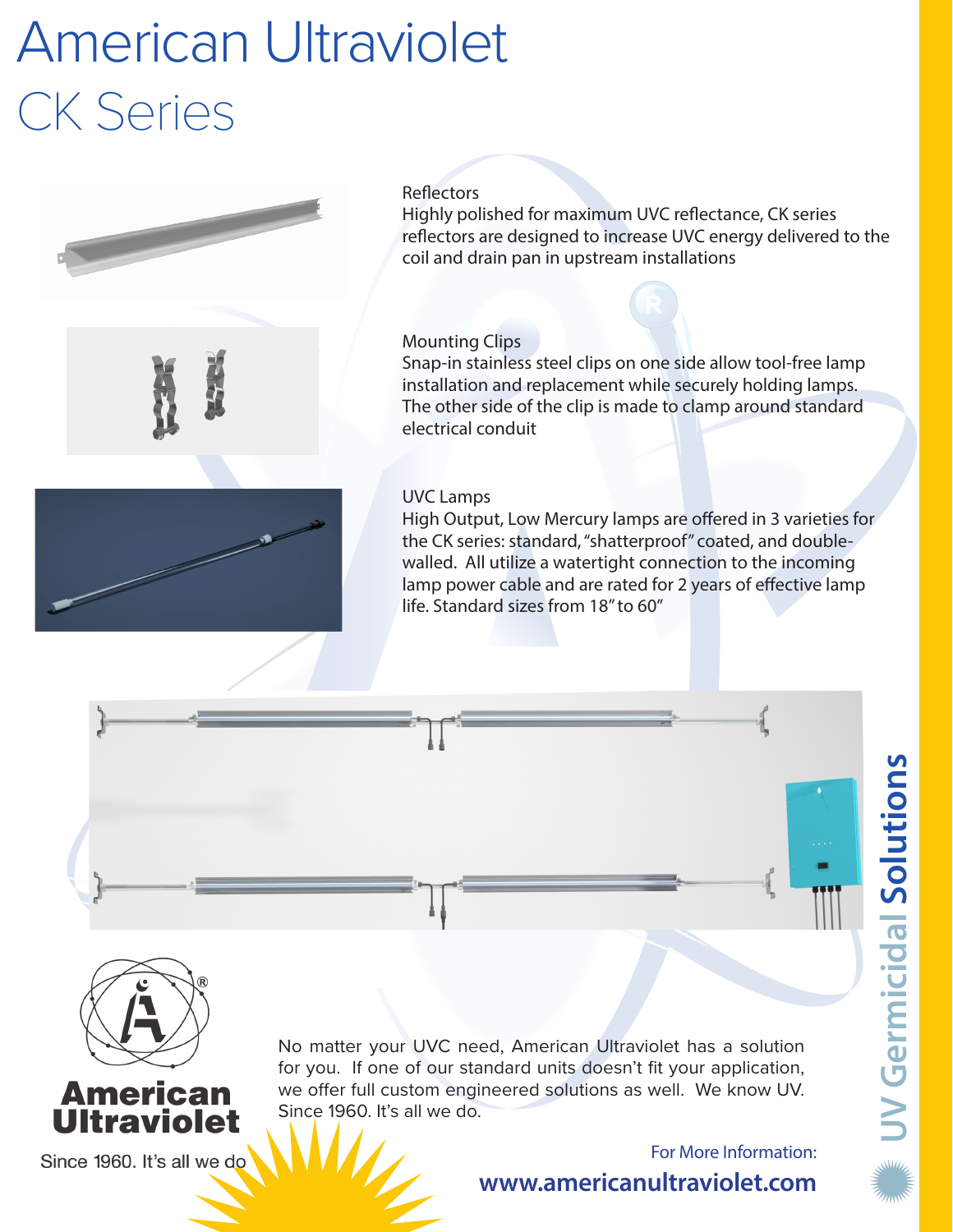# American Ultraviolet

## CK Series

### Reflectors

Highly polished for maximum UVC reflectance, CK series reflectors are designed to increase UVC energy delivered to the coil and drain pan in upstream installations

### Mounting Clips

Snap-in stainless steel clips on one side allow tool-free lamp installation and replacement while securely holding lamps. The other side of the clip is made to clamp around standard electrical conduit

### UVC Lamps

High Output, Low Mercury lamps are offered in 3 varieties for the CK series: standard, "shatterproof" coated, and double-walled. All utilize a watertight connection to the incoming lamp power cable and are rated for 2 years of effective lamp life. Standard sizes from 18" to 60"

**American Ultraviolet**

Since 1960. It's all we do

No matter your UVC need, American Ultraviolet has a solution for you. If one of our standard units doesn't fit your application, we offer full custom engineered solutions as well. We know UV. Since 1960. It's all we do.

For More Information:

**www.americanultraviolet.com**

UV Germicidal **Solutions**